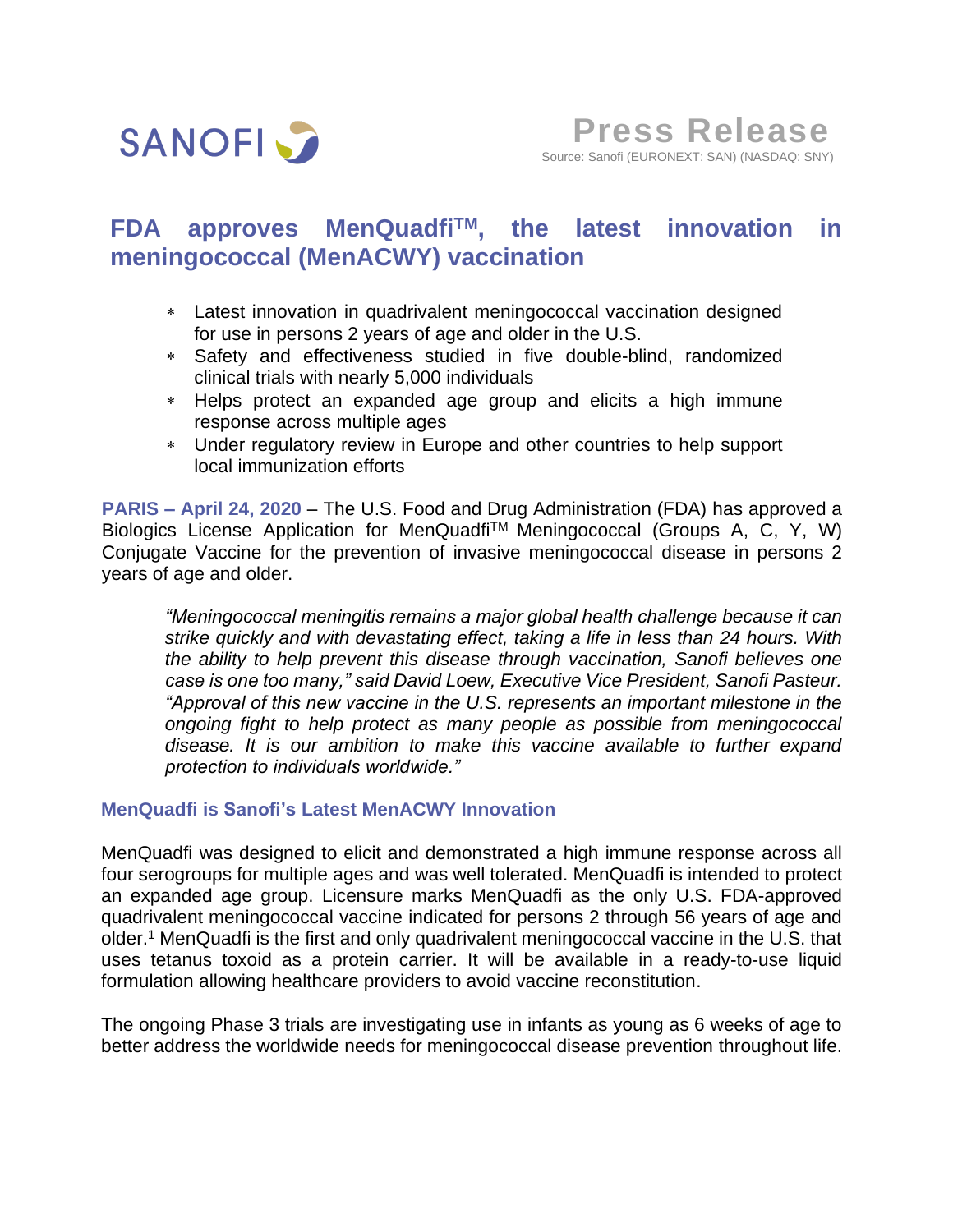SANOFI

**Press Release**

Source: Sanofi (EURONEXT: SAN) (NASDAQ: SNY)

# FDA approves MenQuadfi™, the latest innovation in meningococcal (MenACWY) vaccination

* Latest innovation in quadrivalent meningococcal vaccination designed for use in persons 2 years of age and older in the U.S.
* Safety and effectiveness studied in five double-blind, randomized clinical trials with nearly 5,000 individuals
* Helps protect an expanded age group and elicits a high immune response across multiple ages
* Under regulatory review in Europe and other countries to help support local immunization efforts

**PARIS – April 24, 2020** – The U.S. Food and Drug Administration (FDA) has approved a Biologics License Application for MenQuadfi™ Meningococcal (Groups A, C, Y, W) Conjugate Vaccine for the prevention of invasive meningococcal disease in persons 2 years of age and older.

> *"Meningococcal meningitis remains a major global health challenge because it can strike quickly and with devastating effect, taking a life in less than 24 hours. With the ability to help prevent this disease through vaccination, Sanofi believes one case is one too many," said David Loew, Executive Vice President, Sanofi Pasteur. "Approval of this new vaccine in the U.S. represents an important milestone in the ongoing fight to help protect as many people as possible from meningococcal disease. It is our ambition to make this vaccine available to further expand protection to individuals worldwide."*

## MenQuadfi is Sanofi's Latest MenACWY Innovation

MenQuadfi was designed to elicit and demonstrated a high immune response across all four serogroups for multiple ages and was well tolerated. MenQuadfi is intended to protect an expanded age group. Licensure marks MenQuadfi as the only U.S. FDA-approved quadrivalent meningococcal vaccine indicated for persons 2 through 56 years of age and older.[1] MenQuadfi is the first and only quadrivalent meningococcal vaccine in the U.S. that uses tetanus toxoid as a protein carrier. It will be available in a ready-to-use liquid formulation allowing healthcare providers to avoid vaccine reconstitution.

The ongoing Phase 3 trials are investigating use in infants as young as 6 weeks of age to better address the worldwide needs for meningococcal disease prevention throughout life.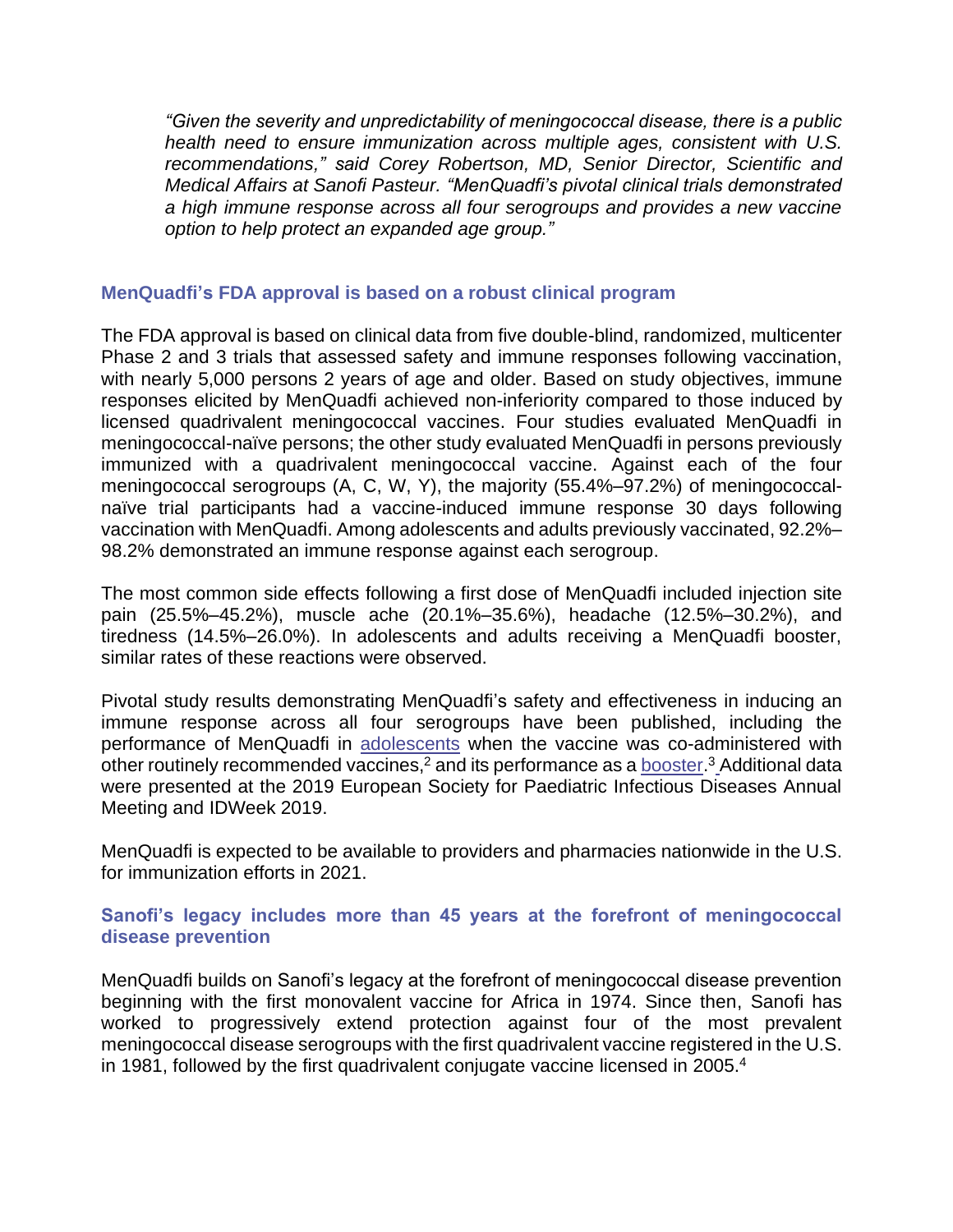*"Given the severity and unpredictability of meningococcal disease, there is a public health need to ensure immunization across multiple ages, consistent with U.S. recommendations," said Corey Robertson, MD, Senior Director, Scientific and Medical Affairs at Sanofi Pasteur. "MenQuadfi's pivotal clinical trials demonstrated a high immune response across all four serogroups and provides a new vaccine option to help protect an expanded age group."*

## MenQuadfi's FDA approval is based on a robust clinical program

The FDA approval is based on clinical data from five double-blind, randomized, multicenter Phase 2 and 3 trials that assessed safety and immune responses following vaccination, with nearly 5,000 persons 2 years of age and older. Based on study objectives, immune responses elicited by MenQuadfi achieved non-inferiority compared to those induced by licensed quadrivalent meningococcal vaccines. Four studies evaluated MenQuadfi in meningococcal-naïve persons; the other study evaluated MenQuadfi in persons previously immunized with a quadrivalent meningococcal vaccine. Against each of the four meningococcal serogroups (A, C, W, Y), the majority (55.4%–97.2%) of meningococcal-naïve trial participants had a vaccine-induced immune response 30 days following vaccination with MenQuadfi. Among adolescents and adults previously vaccinated, 92.2%–98.2% demonstrated an immune response against each serogroup.

The most common side effects following a first dose of MenQuadfi included injection site pain (25.5%–45.2%), muscle ache (20.1%–35.6%), headache (12.5%–30.2%), and tiredness (14.5%–26.0%). In adolescents and adults receiving a MenQuadfi booster, similar rates of these reactions were observed.

Pivotal study results demonstrating MenQuadfi's safety and effectiveness in inducing an immune response across all four serogroups have been published, including the performance of MenQuadfi in adolescents when the vaccine was co-administered with other routinely recommended vaccines,[2] and its performance as a booster.[3] Additional data were presented at the 2019 European Society for Paediatric Infectious Diseases Annual Meeting and IDWeek 2019.

MenQuadfi is expected to be available to providers and pharmacies nationwide in the U.S. for immunization efforts in 2021.

## Sanofi's legacy includes more than 45 years at the forefront of meningococcal disease prevention

MenQuadfi builds on Sanofi's legacy at the forefront of meningococcal disease prevention beginning with the first monovalent vaccine for Africa in 1974. Since then, Sanofi has worked to progressively extend protection against four of the most prevalent meningococcal disease serogroups with the first quadrivalent vaccine registered in the U.S. in 1981, followed by the first quadrivalent conjugate vaccine licensed in 2005.[4]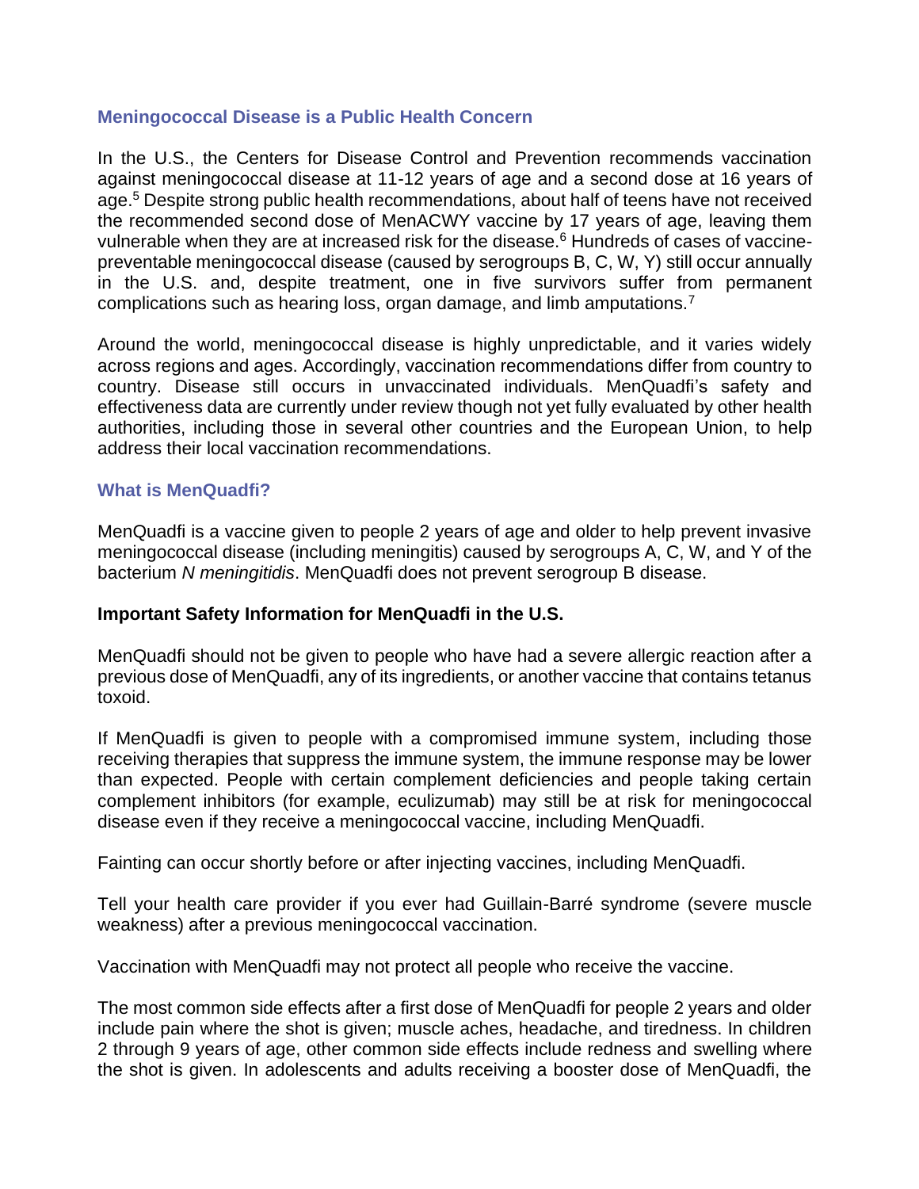## Meningococcal Disease is a Public Health Concern

In the U.S., the Centers for Disease Control and Prevention recommends vaccination against meningococcal disease at 11-12 years of age and a second dose at 16 years of age.[5] Despite strong public health recommendations, about half of teens have not received the recommended second dose of MenACWY vaccine by 17 years of age, leaving them vulnerable when they are at increased risk for the disease.[6] Hundreds of cases of vaccine-preventable meningococcal disease (caused by serogroups B, C, W, Y) still occur annually in the U.S. and, despite treatment, one in five survivors suffer from permanent complications such as hearing loss, organ damage, and limb amputations.[7]

Around the world, meningococcal disease is highly unpredictable, and it varies widely across regions and ages. Accordingly, vaccination recommendations differ from country to country. Disease still occurs in unvaccinated individuals. MenQuadfi's safety and effectiveness data are currently under review though not yet fully evaluated by other health authorities, including those in several other countries and the European Union, to help address their local vaccination recommendations.

## What is MenQuadfi?

MenQuadfi is a vaccine given to people 2 years of age and older to help prevent invasive meningococcal disease (including meningitis) caused by serogroups A, C, W, and Y of the bacterium *N meningitidis*. MenQuadfi does not prevent serogroup B disease.

**Important Safety Information for MenQuadfi in the U.S.**

MenQuadfi should not be given to people who have had a severe allergic reaction after a previous dose of MenQuadfi, any of its ingredients, or another vaccine that contains tetanus toxoid.

If MenQuadfi is given to people with a compromised immune system, including those receiving therapies that suppress the immune system, the immune response may be lower than expected. People with certain complement deficiencies and people taking certain complement inhibitors (for example, eculizumab) may still be at risk for meningococcal disease even if they receive a meningococcal vaccine, including MenQuadfi.

Fainting can occur shortly before or after injecting vaccines, including MenQuadfi.

Tell your health care provider if you ever had Guillain-Barré syndrome (severe muscle weakness) after a previous meningococcal vaccination.

Vaccination with MenQuadfi may not protect all people who receive the vaccine.

The most common side effects after a first dose of MenQuadfi for people 2 years and older include pain where the shot is given; muscle aches, headache, and tiredness. In children 2 through 9 years of age, other common side effects include redness and swelling where the shot is given. In adolescents and adults receiving a booster dose of MenQuadfi, the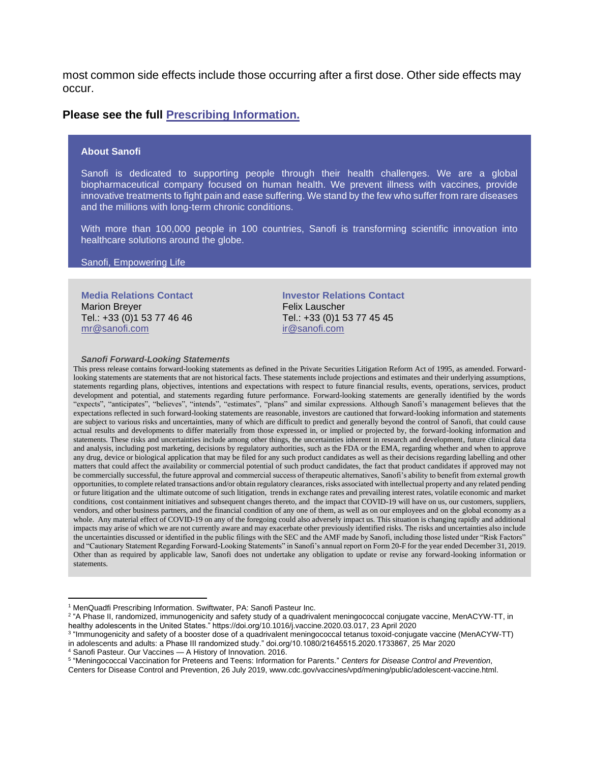most common side effects include those occurring after a first dose. Other side effects may occur.

**Please see the full [Prescribing Information.](#)**

**About Sanofi**

Sanofi is dedicated to supporting people through their health challenges. We are a global biopharmaceutical company focused on human health. We prevent illness with vaccines, provide innovative treatments to fight pain and ease suffering. We stand by the few who suffer from rare diseases and the millions with long-term chronic conditions.

With more than 100,000 people in 100 countries, Sanofi is transforming scientific innovation into healthcare solutions around the globe.

Sanofi, Empowering Life

**Media Relations Contact**
Marion Breyer
Tel.: +33 (0)1 53 77 46 46
mr@sanofi.com

**Investor Relations Contact**
Felix Lauscher
Tel.: +33 (0)1 53 77 45 45
ir@sanofi.com

***Sanofi Forward-Looking Statements***

This press release contains forward-looking statements as defined in the Private Securities Litigation Reform Act of 1995, as amended. Forward-looking statements are statements that are not historical facts. These statements include projections and estimates and their underlying assumptions, statements regarding plans, objectives, intentions and expectations with respect to future financial results, events, operations, services, product development and potential, and statements regarding future performance. Forward-looking statements are generally identified by the words "expects", "anticipates", "believes", "intends", "estimates", "plans" and similar expressions. Although Sanofi's management believes that the expectations reflected in such forward-looking statements are reasonable, investors are cautioned that forward-looking information and statements are subject to various risks and uncertainties, many of which are difficult to predict and generally beyond the control of Sanofi, that could cause actual results and developments to differ materially from those expressed in, or implied or projected by, the forward-looking information and statements. These risks and uncertainties include among other things, the uncertainties inherent in research and development, future clinical data and analysis, including post marketing, decisions by regulatory authorities, such as the FDA or the EMA, regarding whether and when to approve any drug, device or biological application that may be filed for any such product candidates as well as their decisions regarding labelling and other matters that could affect the availability or commercial potential of such product candidates, the fact that product candidates if approved may not be commercially successful, the future approval and commercial success of therapeutic alternatives, Sanofi's ability to benefit from external growth opportunities, to complete related transactions and/or obtain regulatory clearances, risks associated with intellectual property and any related pending or future litigation and the ultimate outcome of such litigation, trends in exchange rates and prevailing interest rates, volatile economic and market conditions, cost containment initiatives and subsequent changes thereto, and the impact that COVID-19 will have on us, our customers, suppliers, vendors, and other business partners, and the financial condition of any one of them, as well as on our employees and on the global economy as a whole. Any material effect of COVID-19 on any of the foregoing could also adversely impact us. This situation is changing rapidly and additional impacts may arise of which we are not currently aware and may exacerbate other previously identified risks. The risks and uncertainties also include the uncertainties discussed or identified in the public filings with the SEC and the AMF made by Sanofi, including those listed under "Risk Factors" and "Cautionary Statement Regarding Forward-Looking Statements" in Sanofi's annual report on Form 20-F for the year ended December 31, 2019. Other than as required by applicable law, Sanofi does not undertake any obligation to update or revise any forward-looking information or statements.

---

[1] MenQuadfi Prescribing Information. Swiftwater, PA: Sanofi Pasteur Inc.

[2] "A Phase II, randomized, immunogenicity and safety study of a quadrivalent meningococcal conjugate vaccine, MenACYW-TT, in healthy adolescents in the United States." https://doi.org/10.1016/j.vaccine.2020.03.017, 23 April 2020

[3] "Immunogenicity and safety of a booster dose of a quadrivalent meningococcal tetanus toxoid-conjugate vaccine (MenACYW-TT) in adolescents and adults: a Phase III randomized study." doi.org/10.1080/21645515.2020.1733867, 25 Mar 2020

[4] Sanofi Pasteur. Our Vaccines — A History of Innovation. 2016.

[5] "Meningococcal Vaccination for Preteens and Teens: Information for Parents." *Centers for Disease Control and Prevention*, Centers for Disease Control and Prevention, 26 July 2019, www.cdc.gov/vaccines/vpd/mening/public/adolescent-vaccine.html.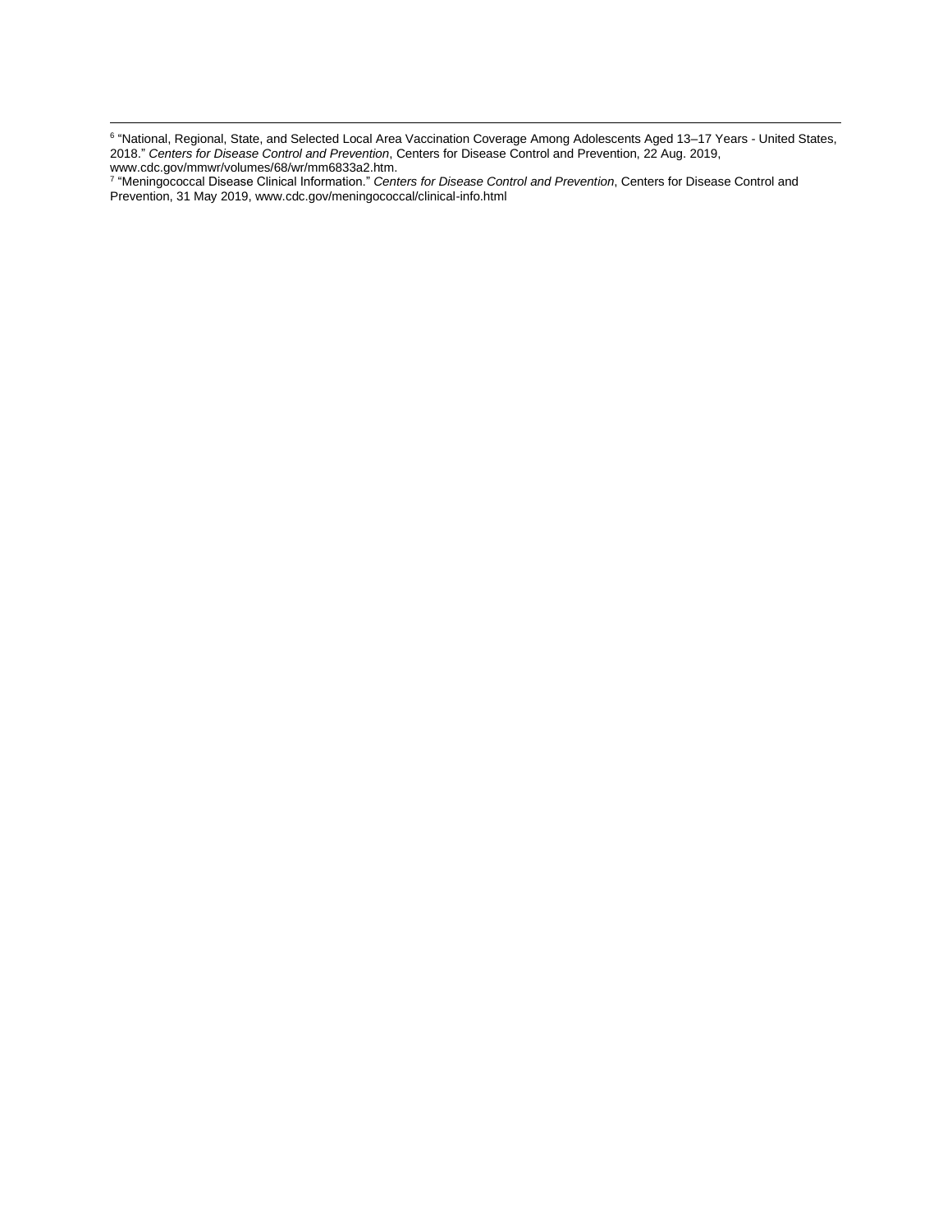[6] "National, Regional, State, and Selected Local Area Vaccination Coverage Among Adolescents Aged 13–17 Years - United States, 2018." *Centers for Disease Control and Prevention*, Centers for Disease Control and Prevention, 22 Aug. 2019, www.cdc.gov/mmwr/volumes/68/wr/mm6833a2.htm.

[7] "Meningococcal Disease Clinical Information." *Centers for Disease Control and Prevention*, Centers for Disease Control and Prevention, 31 May 2019, www.cdc.gov/meningococcal/clinical-info.html